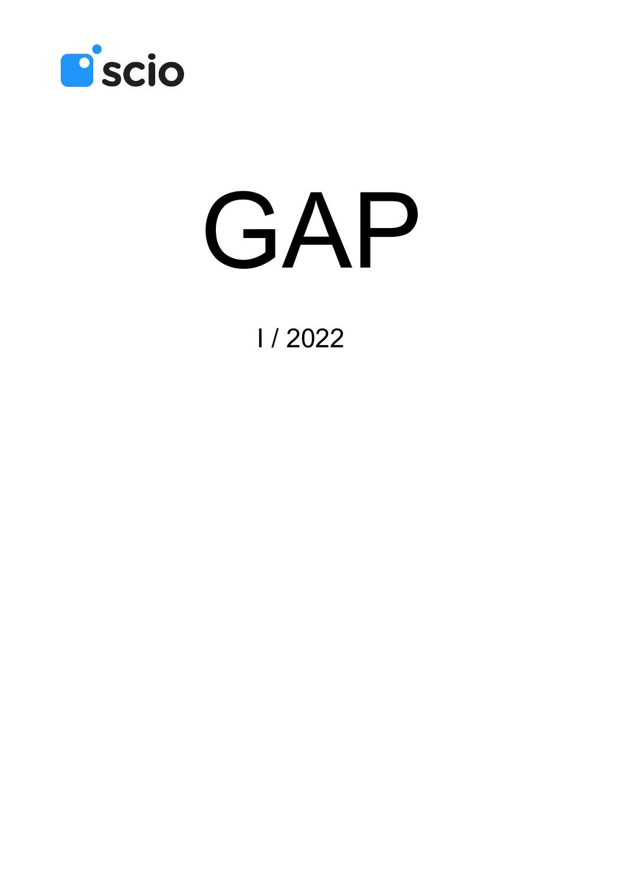scio

# GAP

I / 2022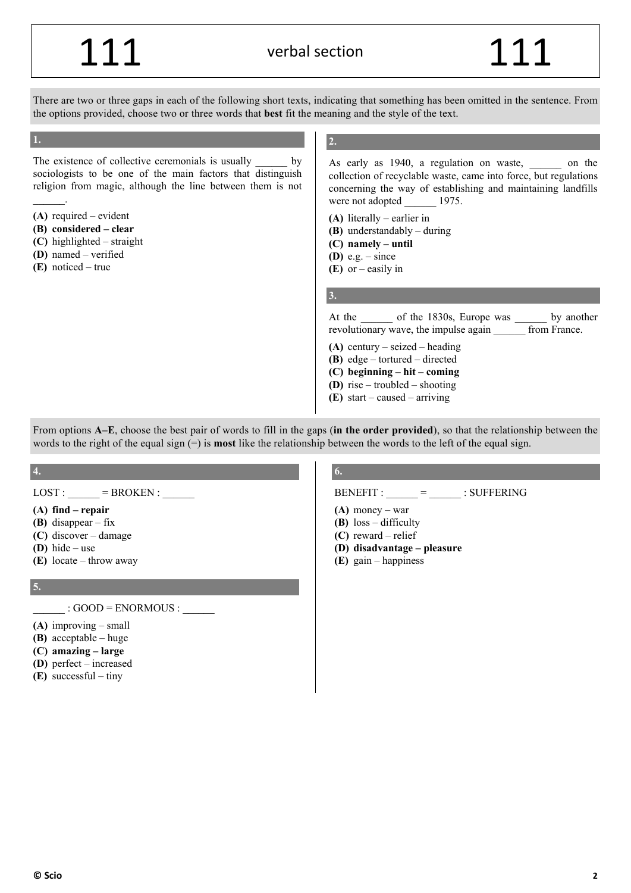# 111 verbal section 111

There are two or three gaps in each of the following short texts, indicating that something has been omitted in the sentence. From the options provided, choose two or three words that **best** fit the meaning and the style of the text.

### 1.

The existence of collective ceremonials is usually ______ by sociologists to be one of the main factors that distinguish religion from magic, although the line between them is not ______.

**(A)** required – evident
**(B) considered – clear**
**(C)** highlighted – straight
**(D)** named – verified
**(E)** noticed – true

### 2.

As early as 1940, a regulation on waste, ______ on the collection of recyclable waste, came into force, but regulations concerning the way of establishing and maintaining landfills were not adopted ______ 1975.

**(A)** literally – earlier in
**(B)** understandably – during
**(C) namely – until**
**(D)** e.g. – since
**(E)** or – easily in

### 3.

At the ______ of the 1830s, Europe was ______ by another revolutionary wave, the impulse again ______ from France.

**(A)** century – seized – heading
**(B)** edge – tortured – directed
**(C) beginning – hit – coming**
**(D)** rise – troubled – shooting
**(E)** start – caused – arriving

From options **A–E**, choose the best pair of words to fill in the gaps (**in the order provided**), so that the relationship between the words to the right of the equal sign (=) is **most** like the relationship between the words to the left of the equal sign.

### 4.

LOST : ______ = BROKEN : ______

**(A) find – repair**
**(B)** disappear – fix
**(C)** discover – damage
**(D)** hide – use
**(E)** locate – throw away

### 5.

______ : GOOD = ENORMOUS : ______

**(A)** improving – small
**(B)** acceptable – huge
**(C) amazing – large**
**(D)** perfect – increased
**(E)** successful – tiny

### 6.

BENEFIT : ______ = ______ : SUFFERING

**(A)** money – war
**(B)** loss – difficulty
**(C)** reward – relief
**(D) disadvantage – pleasure**
**(E)** gain – happiness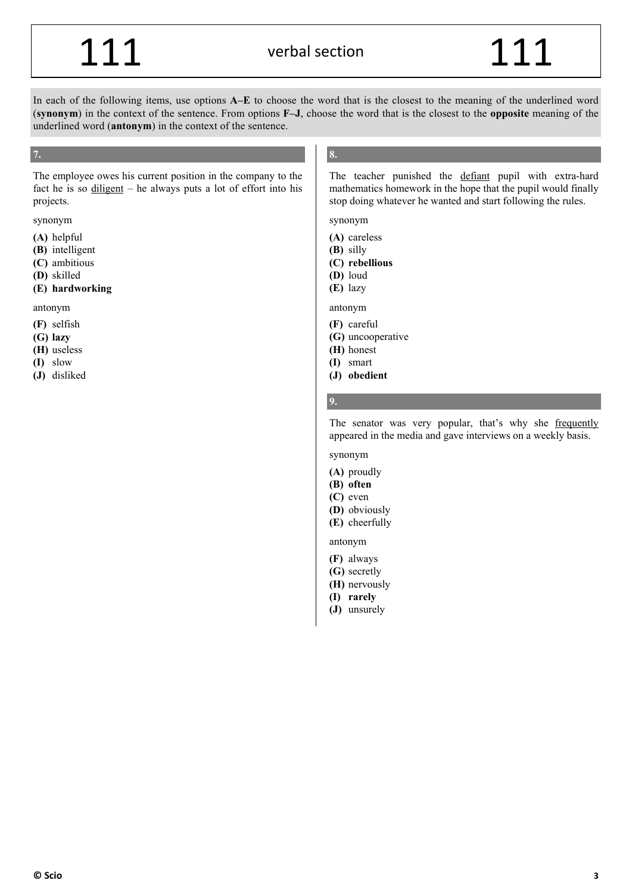In each of the following items, use options **A–E** to choose the word that is the closest to the meaning of the underlined word (**synonym**) in the context of the sentence. From options **F–J**, choose the word that is the closest to the **opposite** meaning of the underlined word (**antonym**) in the context of the sentence.

### 7.

The employee owes his current position in the company to the fact he is so diligent – he always puts a lot of effort into his projects.

synonym

- **(A)** helpful
- **(B)** intelligent
- **(C)** ambitious
- **(D)** skilled
- **(E) hardworking**

antonym

- **(F)** selfish
- **(G) lazy**
- **(H)** useless
- **(I)** slow
- **(J)** disliked

### 8.

The teacher punished the defiant pupil with extra-hard mathematics homework in the hope that the pupil would finally stop doing whatever he wanted and start following the rules.

synonym

- **(A)** careless
- **(B)** silly
- **(C) rebellious**
- **(D)** loud
- **(E)** lazy

antonym

- **(F)** careful
- **(G)** uncooperative
- **(H)** honest
- **(I)** smart
- **(J) obedient**

### 9.

The senator was very popular, that's why she frequently appeared in the media and gave interviews on a weekly basis.

synonym

- **(A)** proudly
- **(B) often**
- **(C)** even
- **(D)** obviously
- **(E)** cheerfully

antonym

- **(F)** always
- **(G)** secretly
- **(H)** nervously
- **(I) rarely**
- **(J)** unsurely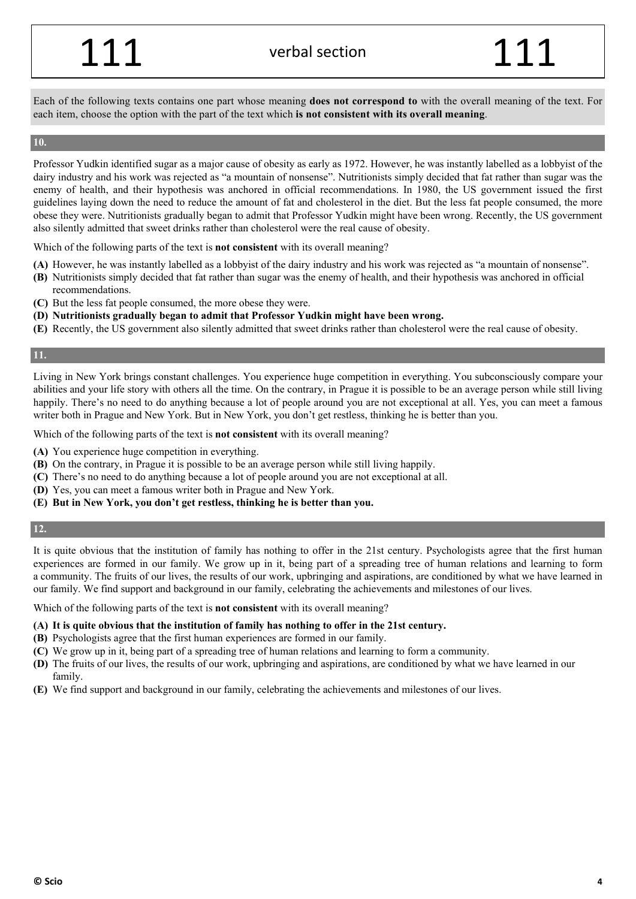Each of the following texts contains one part whose meaning **does not correspond to** with the overall meaning of the text. For each item, choose the option with the part of the text which **is not consistent with its overall meaning**.

### 10.

Professor Yudkin identified sugar as a major cause of obesity as early as 1972. However, he was instantly labelled as a lobbyist of the dairy industry and his work was rejected as "a mountain of nonsense". Nutritionists simply decided that fat rather than sugar was the enemy of health, and their hypothesis was anchored in official recommendations. In 1980, the US government issued the first guidelines laying down the need to reduce the amount of fat and cholesterol in the diet. But the less fat people consumed, the more obese they were. Nutritionists gradually began to admit that Professor Yudkin might have been wrong. Recently, the US government also silently admitted that sweet drinks rather than cholesterol were the real cause of obesity.

Which of the following parts of the text is **not consistent** with its overall meaning?

- **(A)** However, he was instantly labelled as a lobbyist of the dairy industry and his work was rejected as "a mountain of nonsense".
- **(B)** Nutritionists simply decided that fat rather than sugar was the enemy of health, and their hypothesis was anchored in official recommendations.
- **(C)** But the less fat people consumed, the more obese they were.
- **(D)** **Nutritionists gradually began to admit that Professor Yudkin might have been wrong.**
- **(E)** Recently, the US government also silently admitted that sweet drinks rather than cholesterol were the real cause of obesity.

### 11.

Living in New York brings constant challenges. You experience huge competition in everything. You subconsciously compare your abilities and your life story with others all the time. On the contrary, in Prague it is possible to be an average person while still living happily. There's no need to do anything because a lot of people around you are not exceptional at all. Yes, you can meet a famous writer both in Prague and New York. But in New York, you don't get restless, thinking he is better than you.

Which of the following parts of the text is **not consistent** with its overall meaning?

- **(A)** You experience huge competition in everything.
- **(B)** On the contrary, in Prague it is possible to be an average person while still living happily.
- **(C)** There's no need to do anything because a lot of people around you are not exceptional at all.
- **(D)** Yes, you can meet a famous writer both in Prague and New York.
- **(E)** **But in New York, you don't get restless, thinking he is better than you.**

### 12.

It is quite obvious that the institution of family has nothing to offer in the 21st century. Psychologists agree that the first human experiences are formed in our family. We grow up in it, being part of a spreading tree of human relations and learning to form a community. The fruits of our lives, the results of our work, upbringing and aspirations, are conditioned by what we have learned in our family. We find support and background in our family, celebrating the achievements and milestones of our lives.

Which of the following parts of the text is **not consistent** with its overall meaning?

- **(A)** **It is quite obvious that the institution of family has nothing to offer in the 21st century.**
- **(B)** Psychologists agree that the first human experiences are formed in our family.
- **(C)** We grow up in it, being part of a spreading tree of human relations and learning to form a community.
- **(D)** The fruits of our lives, the results of our work, upbringing and aspirations, are conditioned by what we have learned in our family.
- **(E)** We find support and background in our family, celebrating the achievements and milestones of our lives.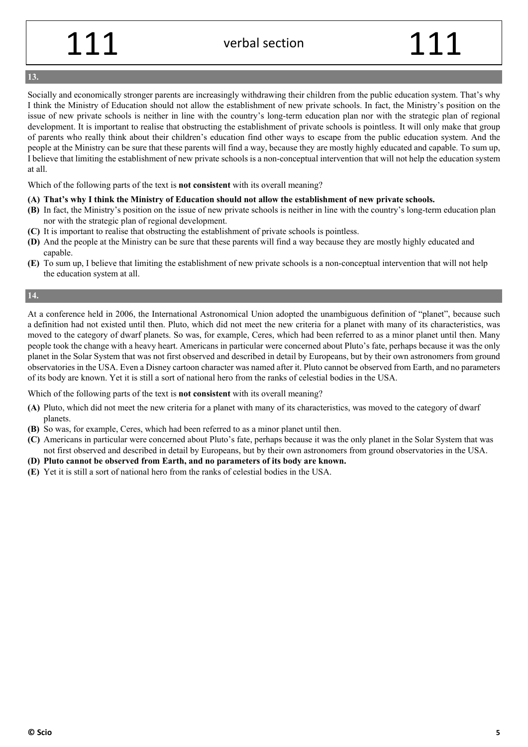## 13.

Socially and economically stronger parents are increasingly withdrawing their children from the public education system. That's why I think the Ministry of Education should not allow the establishment of new private schools. In fact, the Ministry's position on the issue of new private schools is neither in line with the country's long-term education plan nor with the strategic plan of regional development. It is important to realise that obstructing the establishment of private schools is pointless. It will only make that group of parents who really think about their children's education find other ways to escape from the public education system. And the people at the Ministry can be sure that these parents will find a way, because they are mostly highly educated and capable. To sum up, I believe that limiting the establishment of new private schools is a non-conceptual intervention that will not help the education system at all.

Which of the following parts of the text is **not consistent** with its overall meaning?

**(A) That's why I think the Ministry of Education should not allow the establishment of new private schools.**
**(B)** In fact, the Ministry's position on the issue of new private schools is neither in line with the country's long-term education plan nor with the strategic plan of regional development.
**(C)** It is important to realise that obstructing the establishment of private schools is pointless.
**(D)** And the people at the Ministry can be sure that these parents will find a way because they are mostly highly educated and capable.
**(E)** To sum up, I believe that limiting the establishment of new private schools is a non-conceptual intervention that will not help the education system at all.

## 14.

At a conference held in 2006, the International Astronomical Union adopted the unambiguous definition of "planet", because such a definition had not existed until then. Pluto, which did not meet the new criteria for a planet with many of its characteristics, was moved to the category of dwarf planets. So was, for example, Ceres, which had been referred to as a minor planet until then. Many people took the change with a heavy heart. Americans in particular were concerned about Pluto's fate, perhaps because it was the only planet in the Solar System that was not first observed and described in detail by Europeans, but by their own astronomers from ground observatories in the USA. Even a Disney cartoon character was named after it. Pluto cannot be observed from Earth, and no parameters of its body are known. Yet it is still a sort of national hero from the ranks of celestial bodies in the USA.

Which of the following parts of the text is **not consistent** with its overall meaning?

**(A)** Pluto, which did not meet the new criteria for a planet with many of its characteristics, was moved to the category of dwarf planets.
**(B)** So was, for example, Ceres, which had been referred to as a minor planet until then.
**(C)** Americans in particular were concerned about Pluto's fate, perhaps because it was the only planet in the Solar System that was not first observed and described in detail by Europeans, but by their own astronomers from ground observatories in the USA.
**(D) Pluto cannot be observed from Earth, and no parameters of its body are known.**
**(E)** Yet it is still a sort of national hero from the ranks of celestial bodies in the USA.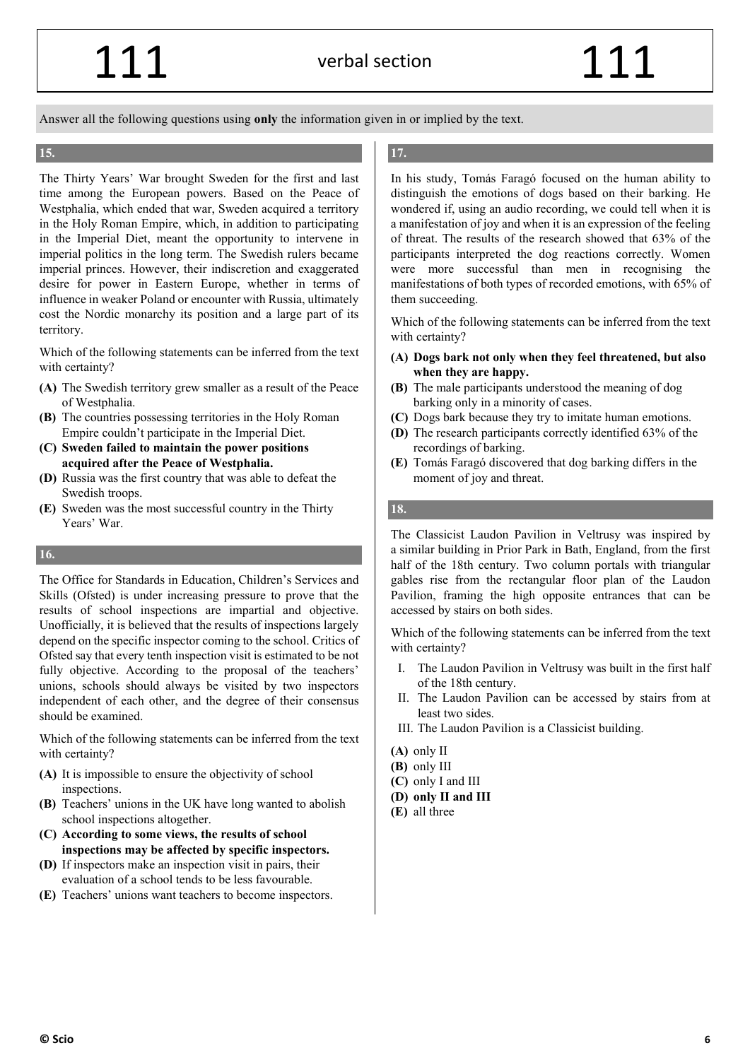Answer all the following questions using **only** the information given in or implied by the text.

## 15.

The Thirty Years' War brought Sweden for the first and last time among the European powers. Based on the Peace of Westphalia, which ended that war, Sweden acquired a territory in the Holy Roman Empire, which, in addition to participating in the Imperial Diet, meant the opportunity to intervene in imperial politics in the long term. The Swedish rulers became imperial princes. However, their indiscretion and exaggerated desire for power in Eastern Europe, whether in terms of influence in weaker Poland or encounter with Russia, ultimately cost the Nordic monarchy its position and a large part of its territory.

Which of the following statements can be inferred from the text with certainty?

- **(A)** The Swedish territory grew smaller as a result of the Peace of Westphalia.
- **(B)** The countries possessing territories in the Holy Roman Empire couldn't participate in the Imperial Diet.
- **(C) Sweden failed to maintain the power positions acquired after the Peace of Westphalia.**
- **(D)** Russia was the first country that was able to defeat the Swedish troops.
- **(E)** Sweden was the most successful country in the Thirty Years' War.

## 16.

The Office for Standards in Education, Children's Services and Skills (Ofsted) is under increasing pressure to prove that the results of school inspections are impartial and objective. Unofficially, it is believed that the results of inspections largely depend on the specific inspector coming to the school. Critics of Ofsted say that every tenth inspection visit is estimated to be not fully objective. According to the proposal of the teachers' unions, schools should always be visited by two inspectors independent of each other, and the degree of their consensus should be examined.

Which of the following statements can be inferred from the text with certainty?

- **(A)** It is impossible to ensure the objectivity of school inspections.
- **(B)** Teachers' unions in the UK have long wanted to abolish school inspections altogether.
- **(C) According to some views, the results of school inspections may be affected by specific inspectors.**
- **(D)** If inspectors make an inspection visit in pairs, their evaluation of a school tends to be less favourable.
- **(E)** Teachers' unions want teachers to become inspectors.

## 17.

In his study, Tomás Faragó focused on the human ability to distinguish the emotions of dogs based on their barking. He wondered if, using an audio recording, we could tell when it is a manifestation of joy and when it is an expression of the feeling of threat. The results of the research showed that 63% of the participants interpreted the dog reactions correctly. Women were more successful than men in recognising the manifestations of both types of recorded emotions, with 65% of them succeeding.

Which of the following statements can be inferred from the text with certainty?

- **(A) Dogs bark not only when they feel threatened, but also when they are happy.**
- **(B)** The male participants understood the meaning of dog barking only in a minority of cases.
- **(C)** Dogs bark because they try to imitate human emotions.
- **(D)** The research participants correctly identified 63% of the recordings of barking.
- **(E)** Tomás Faragó discovered that dog barking differs in the moment of joy and threat.

## 18.

The Classicist Laudon Pavilion in Veltrusy was inspired by a similar building in Prior Park in Bath, England, from the first half of the 18th century. Two column portals with triangular gables rise from the rectangular floor plan of the Laudon Pavilion, framing the high opposite entrances that can be accessed by stairs on both sides.

Which of the following statements can be inferred from the text with certainty?

- I. The Laudon Pavilion in Veltrusy was built in the first half of the 18th century.
- II. The Laudon Pavilion can be accessed by stairs from at least two sides.
- III. The Laudon Pavilion is a Classicist building.

- **(A)** only II
- **(B)** only III
- **(C)** only I and III
- **(D) only II and III**
- **(E)** all three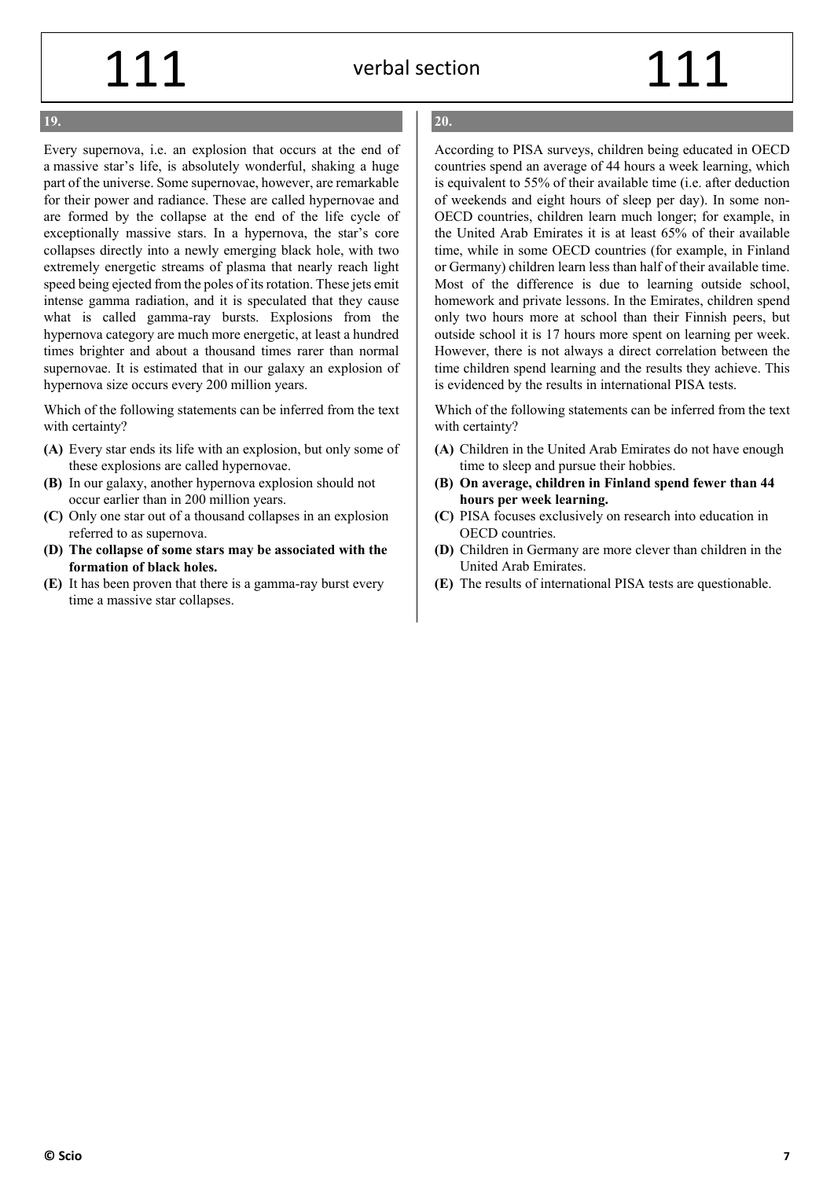## 19.

Every supernova, i.e. an explosion that occurs at the end of a massive star's life, is absolutely wonderful, shaking a huge part of the universe. Some supernovae, however, are remarkable for their power and radiance. These are called hypernovae and are formed by the collapse at the end of the life cycle of exceptionally massive stars. In a hypernova, the star's core collapses directly into a newly emerging black hole, with two extremely energetic streams of plasma that nearly reach light speed being ejected from the poles of its rotation. These jets emit intense gamma radiation, and it is speculated that they cause what is called gamma-ray bursts. Explosions from the hypernova category are much more energetic, at least a hundred times brighter and about a thousand times rarer than normal supernovae. It is estimated that in our galaxy an explosion of hypernova size occurs every 200 million years.

Which of the following statements can be inferred from the text with certainty?

- **(A)** Every star ends its life with an explosion, but only some of these explosions are called hypernovae.
- **(B)** In our galaxy, another hypernova explosion should not occur earlier than in 200 million years.
- **(C)** Only one star out of a thousand collapses in an explosion referred to as supernova.
- **(D) The collapse of some stars may be associated with the formation of black holes.**
- **(E)** It has been proven that there is a gamma-ray burst every time a massive star collapses.

## 20.

According to PISA surveys, children being educated in OECD countries spend an average of 44 hours a week learning, which is equivalent to 55% of their available time (i.e. after deduction of weekends and eight hours of sleep per day). In some non-OECD countries, children learn much longer; for example, in the United Arab Emirates it is at least 65% of their available time, while in some OECD countries (for example, in Finland or Germany) children learn less than half of their available time. Most of the difference is due to learning outside school, homework and private lessons. In the Emirates, children spend only two hours more at school than their Finnish peers, but outside school it is 17 hours more spent on learning per week. However, there is not always a direct correlation between the time children spend learning and the results they achieve. This is evidenced by the results in international PISA tests.

Which of the following statements can be inferred from the text with certainty?

- **(A)** Children in the United Arab Emirates do not have enough time to sleep and pursue their hobbies.
- **(B) On average, children in Finland spend fewer than 44 hours per week learning.**
- **(C)** PISA focuses exclusively on research into education in OECD countries.
- **(D)** Children in Germany are more clever than children in the United Arab Emirates.
- **(E)** The results of international PISA tests are questionable.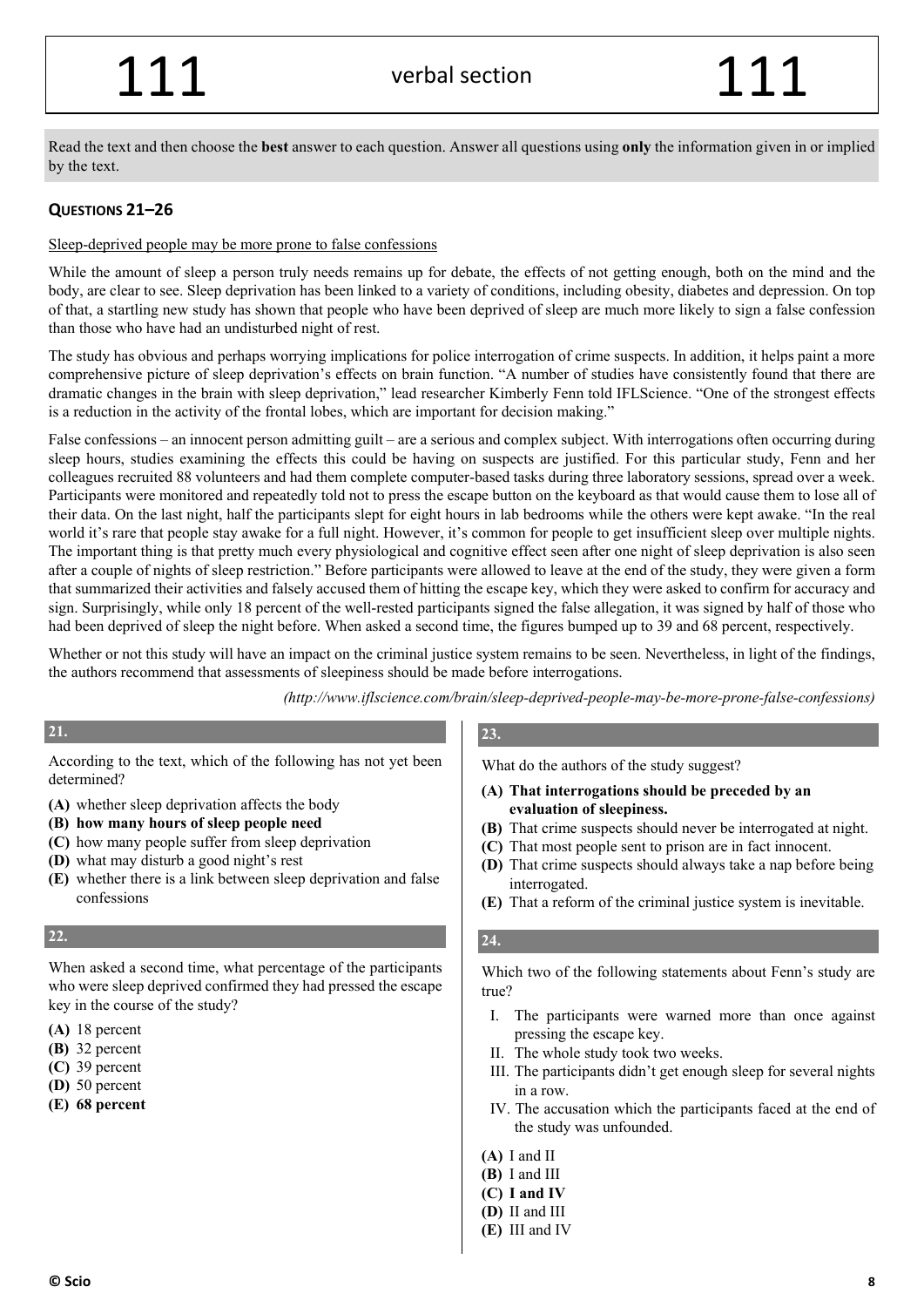Read the text and then choose the **best** answer to each question. Answer all questions using **only** the information given in or implied by the text.

## QUESTIONS 21–26

Sleep-deprived people may be more prone to false confessions

While the amount of sleep a person truly needs remains up for debate, the effects of not getting enough, both on the mind and the body, are clear to see. Sleep deprivation has been linked to a variety of conditions, including obesity, diabetes and depression. On top of that, a startling new study has shown that people who have been deprived of sleep are much more likely to sign a false confession than those who have had an undisturbed night of rest.

The study has obvious and perhaps worrying implications for police interrogation of crime suspects. In addition, it helps paint a more comprehensive picture of sleep deprivation's effects on brain function. "A number of studies have consistently found that there are dramatic changes in the brain with sleep deprivation," lead researcher Kimberly Fenn told IFLScience. "One of the strongest effects is a reduction in the activity of the frontal lobes, which are important for decision making."

False confessions – an innocent person admitting guilt – are a serious and complex subject. With interrogations often occurring during sleep hours, studies examining the effects this could be having on suspects are justified. For this particular study, Fenn and her colleagues recruited 88 volunteers and had them complete computer-based tasks during three laboratory sessions, spread over a week. Participants were monitored and repeatedly told not to press the escape button on the keyboard as that would cause them to lose all of their data. On the last night, half the participants slept for eight hours in lab bedrooms while the others were kept awake. "In the real world it's rare that people stay awake for a full night. However, it's common for people to get insufficient sleep over multiple nights. The important thing is that pretty much every physiological and cognitive effect seen after one night of sleep deprivation is also seen after a couple of nights of sleep restriction." Before participants were allowed to leave at the end of the study, they were given a form that summarized their activities and falsely accused them of hitting the escape key, which they were asked to confirm for accuracy and sign. Surprisingly, while only 18 percent of the well-rested participants signed the false allegation, it was signed by half of those who had been deprived of sleep the night before. When asked a second time, the figures bumped up to 39 and 68 percent, respectively.

Whether or not this study will have an impact on the criminal justice system remains to be seen. Nevertheless, in light of the findings, the authors recommend that assessments of sleepiness should be made before interrogations.

*(http://www.iflscience.com/brain/sleep-deprived-people-may-be-more-prone-false-confessions)*

### 21.

According to the text, which of the following has not yet been determined?

- **(A)** whether sleep deprivation affects the body
- **(B)** **how many hours of sleep people need**
- **(C)** how many people suffer from sleep deprivation
- **(D)** what may disturb a good night's rest
- **(E)** whether there is a link between sleep deprivation and false confessions

### 22.

When asked a second time, what percentage of the participants who were sleep deprived confirmed they had pressed the escape key in the course of the study?

- **(A)** 18 percent
- **(B)** 32 percent
- **(C)** 39 percent
- **(D)** 50 percent
- **(E)** **68 percent**

### 23.

What do the authors of the study suggest?

- **(A)** **That interrogations should be preceded by an evaluation of sleepiness.**
- **(B)** That crime suspects should never be interrogated at night.
- **(C)** That most people sent to prison are in fact innocent.
- **(D)** That crime suspects should always take a nap before being interrogated.
- **(E)** That a reform of the criminal justice system is inevitable.

### 24.

Which two of the following statements about Fenn's study are true?

- I. The participants were warned more than once against pressing the escape key.
- II. The whole study took two weeks.
- III. The participants didn't get enough sleep for several nights in a row.
- IV. The accusation which the participants faced at the end of the study was unfounded.

- **(A)** I and II
- **(B)** I and III
- **(C)** **I and IV**
- **(D)** II and III
- **(E)** III and IV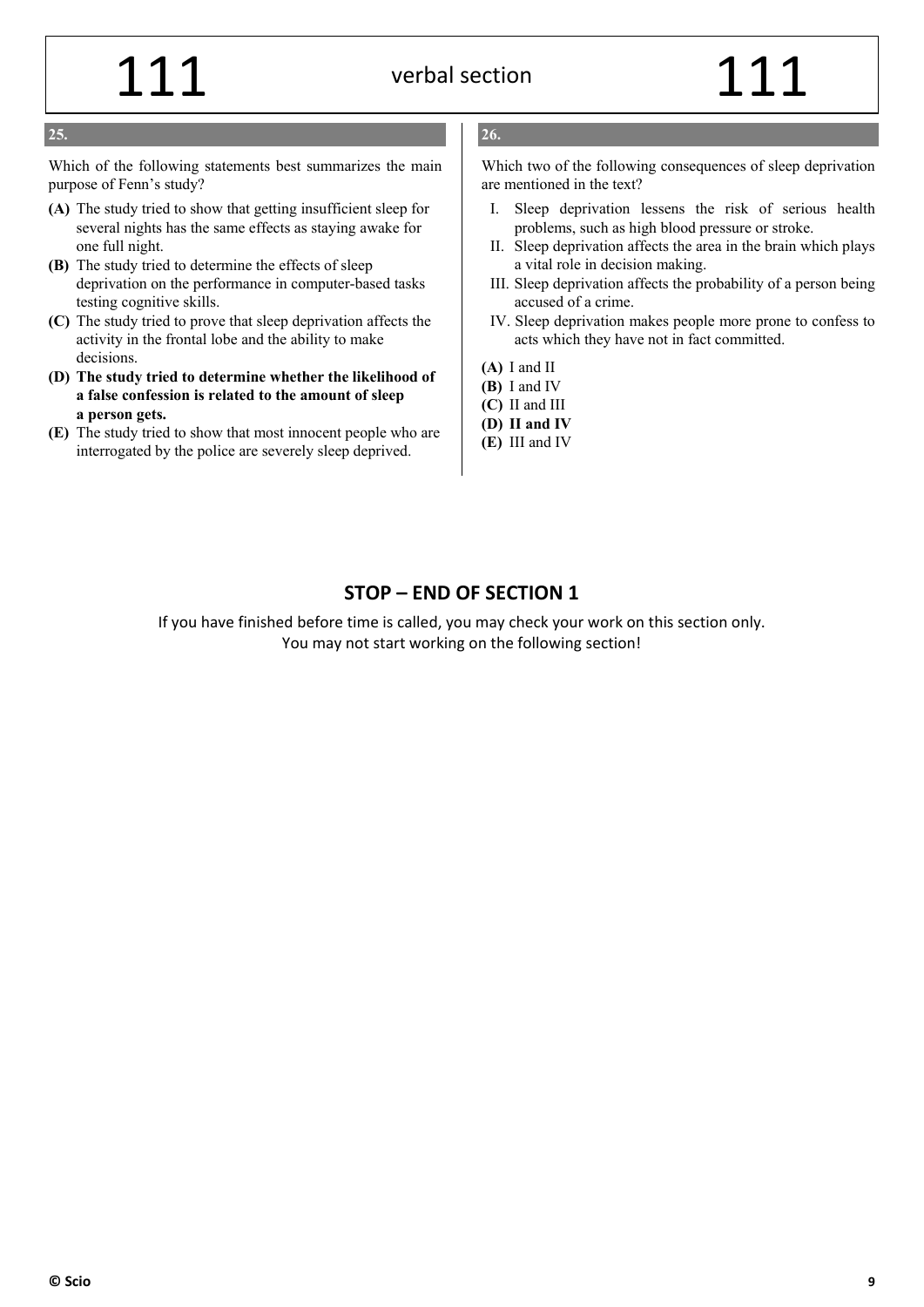**25.**

Which of the following statements best summarizes the main purpose of Fenn's study?

**(A)** The study tried to show that getting insufficient sleep for several nights has the same effects as staying awake for one full night.

**(B)** The study tried to determine the effects of sleep deprivation on the performance in computer-based tasks testing cognitive skills.

**(C)** The study tried to prove that sleep deprivation affects the activity in the frontal lobe and the ability to make decisions.

**(D) The study tried to determine whether the likelihood of a false confession is related to the amount of sleep a person gets.**

**(E)** The study tried to show that most innocent people who are interrogated by the police are severely sleep deprived.

**26.**

Which two of the following consequences of sleep deprivation are mentioned in the text?

I. Sleep deprivation lessens the risk of serious health problems, such as high blood pressure or stroke.

II. Sleep deprivation affects the area in the brain which plays a vital role in decision making.

III. Sleep deprivation affects the probability of a person being accused of a crime.

IV. Sleep deprivation makes people more prone to confess to acts which they have not in fact committed.

**(A)** I and II

**(B)** I and IV

**(C)** II and III

**(D) II and IV**

**(E)** III and IV

## STOP – END OF SECTION 1

If you have finished before time is called, you may check your work on this section only.
You may not start working on the following section!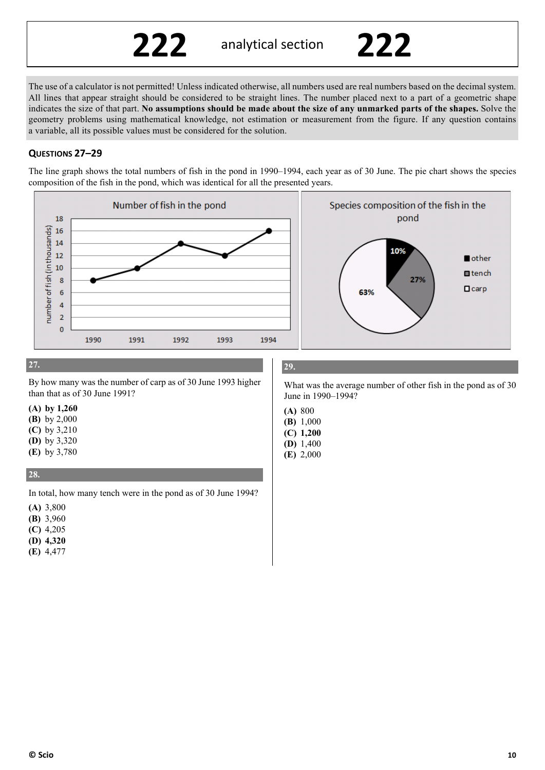# 222 analytical section 222

The use of a calculator is not permitted! Unless indicated otherwise, all numbers used are real numbers based on the decimal system. All lines that appear straight should be considered to be straight lines. The number placed next to a part of a geometric shape indicates the size of that part. **No assumptions should be made about the size of any unmarked parts of the shapes.** Solve the geometry problems using mathematical knowledge, not estimation or measurement from the figure. If any question contains a variable, all its possible values must be considered for the solution.

## QUESTIONS 27–29

The line graph shows the total numbers of fish in the pond in 1990–1994, each year as of 30 June. The pie chart shows the species composition of the fish in the pond, which was identical for all the presented years.

**Number of fish in the pond**

| Year | number of fish (in thousands) |
|---|---|
| 1990 | 8 |
| 1991 | 10 |
| 1992 | 14 |
| 1993 | 12 |
| 1994 | 16 |

**Species composition of the fish in the pond**

| Species | Share |
|---|---|
| other | 10% |
| tench | 27% |
| carp | 63% |

### 27.

By how many was the number of carp as of 30 June 1993 higher than that as of 30 June 1991?

**(A) by 1,260**
**(B)** by 2,000
**(C)** by 3,210
**(D)** by 3,320
**(E)** by 3,780

### 28.

In total, how many tench were in the pond as of 30 June 1994?

**(A)** 3,800
**(B)** 3,960
**(C)** 4,205
**(D) 4,320**
**(E)** 4,477

### 29.

What was the average number of other fish in the pond as of 30 June in 1990–1994?

**(A)** 800
**(B)** 1,000
**(C) 1,200**
**(D)** 1,400
**(E)** 2,000

© Scio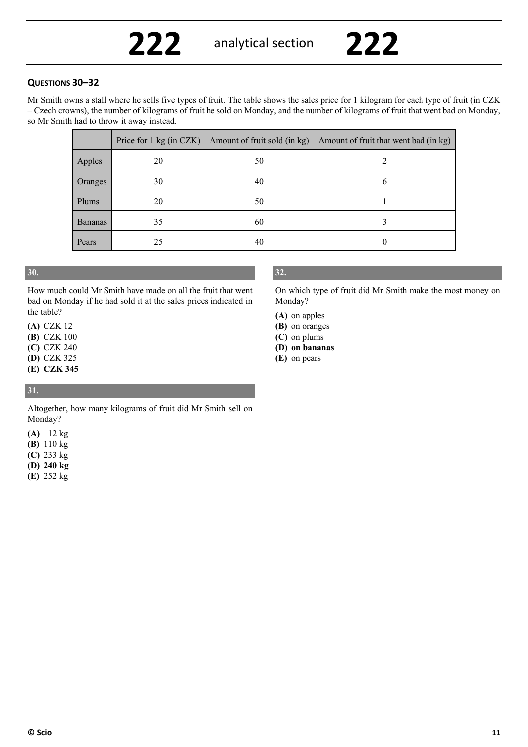# 222 analytical section 222

### QUESTIONS 30–32

Mr Smith owns a stall where he sells five types of fruit. The table shows the sales price for 1 kilogram for each type of fruit (in CZK – Czech crowns), the number of kilograms of fruit he sold on Monday, and the number of kilograms of fruit that went bad on Monday, so Mr Smith had to throw it away instead.

| | Price for 1 kg (in CZK) | Amount of fruit sold (in kg) | Amount of fruit that went bad (in kg) |
|---|---|---|---|
| Apples | 20 | 50 | 2 |
| Oranges | 30 | 40 | 6 |
| Plums | 20 | 50 | 1 |
| Bananas | 35 | 60 | 3 |
| Pears | 25 | 40 | 0 |

**30.**

How much could Mr Smith have made on all the fruit that went bad on Monday if he had sold it at the sales prices indicated in the table?

**(A)** CZK 12
**(B)** CZK 100
**(C)** CZK 240
**(D)** CZK 325
**(E) CZK 345**

**31.**

Altogether, how many kilograms of fruit did Mr Smith sell on Monday?

**(A)** 12 kg
**(B)** 110 kg
**(C)** 233 kg
**(D) 240 kg**
**(E)** 252 kg

**32.**

On which type of fruit did Mr Smith make the most money on Monday?

**(A)** on apples
**(B)** on oranges
**(C)** on plums
**(D) on bananas**
**(E)** on pears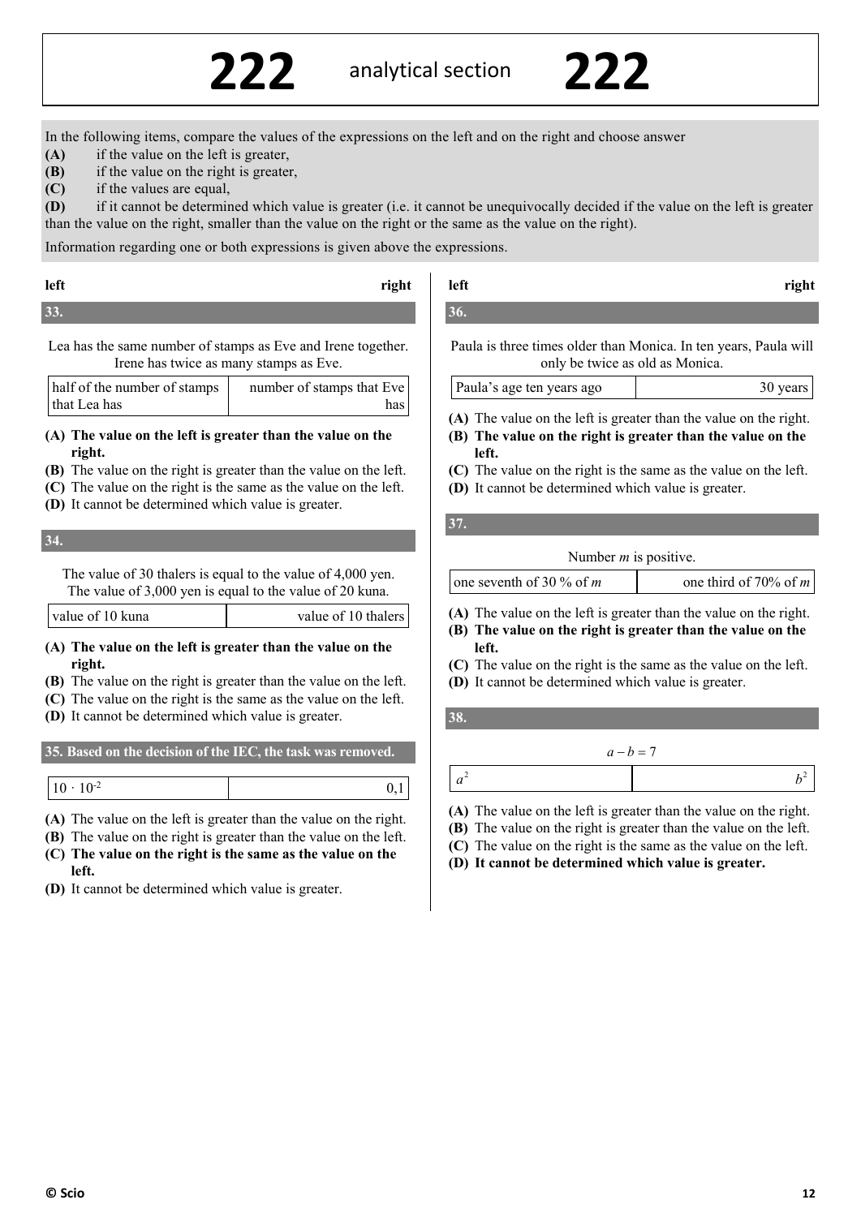# 222 analytical section 222

In the following items, compare the values of the expressions on the left and on the right and choose answer

**(A)** if the value on the left is greater,
**(B)** if the value on the right is greater,
**(C)** if the values are equal,
**(D)** if it cannot be determined which value is greater (i.e. it cannot be unequivocally decided if the value on the left is greater than the value on the right, smaller than the value on the right or the same as the value on the right).

Information regarding one or both expressions is given above the expressions.

### 33.

Lea has the same number of stamps as Eve and Irene together. Irene has twice as many stamps as Eve.

| left | right |
|---|---|
| half of the number of stamps that Lea has | number of stamps that Eve has |

**(A) The value on the left is greater than the value on the right.**
(B) The value on the right is greater than the value on the left.
(C) The value on the right is the same as the value on the left.
(D) It cannot be determined which value is greater.

### 34.

The value of 30 thalers is equal to the value of 4,000 yen. The value of 3,000 yen is equal to the value of 20 kuna.

| left | right |
|---|---|
| value of 10 kuna | value of 10 thalers |

**(A) The value on the left is greater than the value on the right.**
(B) The value on the right is greater than the value on the left.
(C) The value on the right is the same as the value on the left.
(D) It cannot be determined which value is greater.

### 35. Based on the decision of the IEC, the task was removed.

| left | right |
|---|---|
| $10 \cdot 10^{-2}$ | 0,1 |

(A) The value on the left is greater than the value on the right.
(B) The value on the right is greater than the value on the left.
**(C) The value on the right is the same as the value on the left.**
(D) It cannot be determined which value is greater.

### 36.

Paula is three times older than Monica. In ten years, Paula will only be twice as old as Monica.

| left | right |
|---|---|
| Paula's age ten years ago | 30 years |

(A) The value on the left is greater than the value on the right.
**(B) The value on the right is greater than the value on the left.**
(C) The value on the right is the same as the value on the left.
(D) It cannot be determined which value is greater.

### 37.

Number $m$ is positive.

| left | right |
|---|---|
| one seventh of 30 % of $m$ | one third of 70% of $m$ |

(A) The value on the left is greater than the value on the right.
**(B) The value on the right is greater than the value on the left.**
(C) The value on the right is the same as the value on the left.
(D) It cannot be determined which value is greater.

### 38.

$a - b = 7$

| left | right |
|---|---|
| $a^2$ | $b^2$ |

(A) The value on the left is greater than the value on the right.
(B) The value on the right is greater than the value on the left.
(C) The value on the right is the same as the value on the left.
**(D) It cannot be determined which value is greater.**

© Scio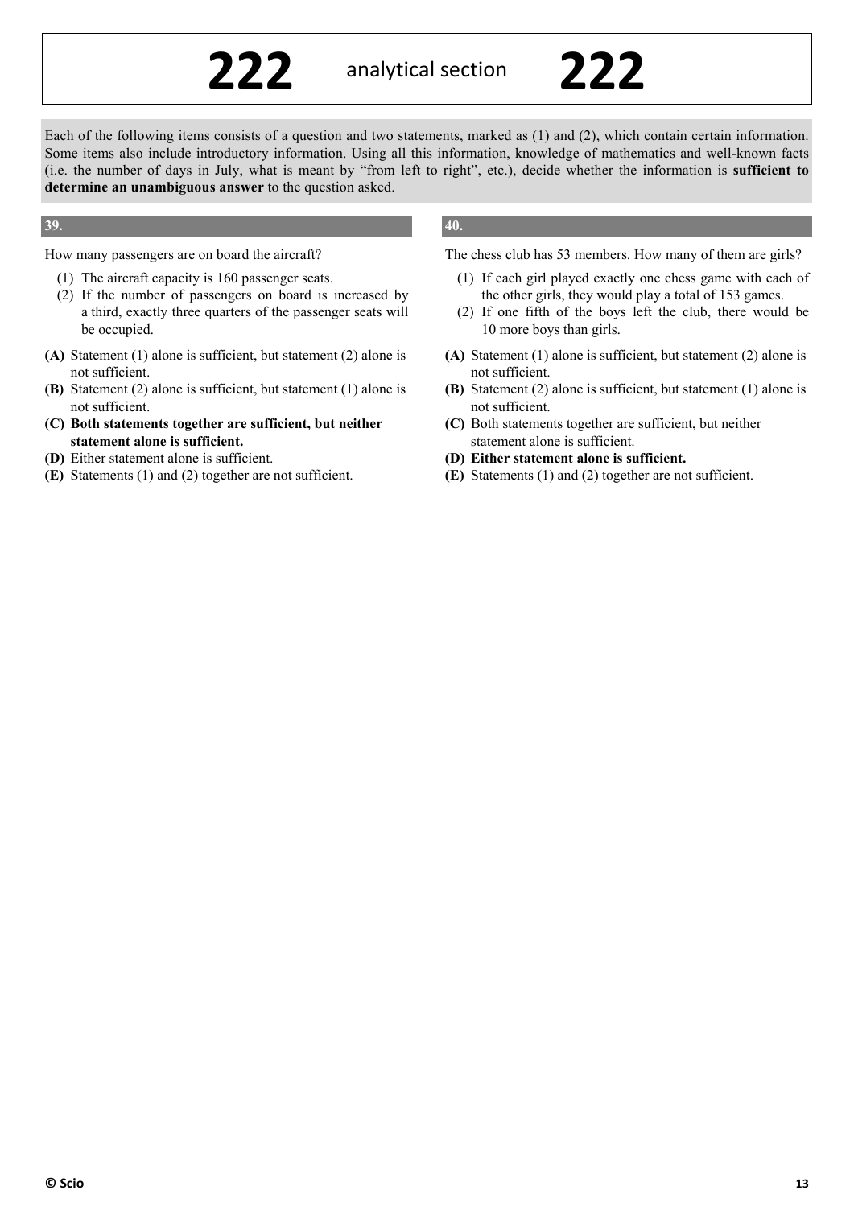# 222 analytical section 222

Each of the following items consists of a question and two statements, marked as (1) and (2), which contain certain information. Some items also include introductory information. Using all this information, knowledge of mathematics and well-known facts (i.e. the number of days in July, what is meant by "from left to right", etc.), decide whether the information is **sufficient to determine an unambiguous answer** to the question asked.

### 39.

How many passengers are on board the aircraft?

(1) The aircraft capacity is 160 passenger seats.
(2) If the number of passengers on board is increased by a third, exactly three quarters of the passenger seats will be occupied.

**(A)** Statement (1) alone is sufficient, but statement (2) alone is not sufficient.
**(B)** Statement (2) alone is sufficient, but statement (1) alone is not sufficient.
**(C) Both statements together are sufficient, but neither statement alone is sufficient.**
**(D)** Either statement alone is sufficient.
**(E)** Statements (1) and (2) together are not sufficient.

### 40.

The chess club has 53 members. How many of them are girls?

(1) If each girl played exactly one chess game with each of the other girls, they would play a total of 153 games.
(2) If one fifth of the boys left the club, there would be 10 more boys than girls.

**(A)** Statement (1) alone is sufficient, but statement (2) alone is not sufficient.
**(B)** Statement (2) alone is sufficient, but statement (1) alone is not sufficient.
**(C)** Both statements together are sufficient, but neither statement alone is sufficient.
**(D) Either statement alone is sufficient.**
**(E)** Statements (1) and (2) together are not sufficient.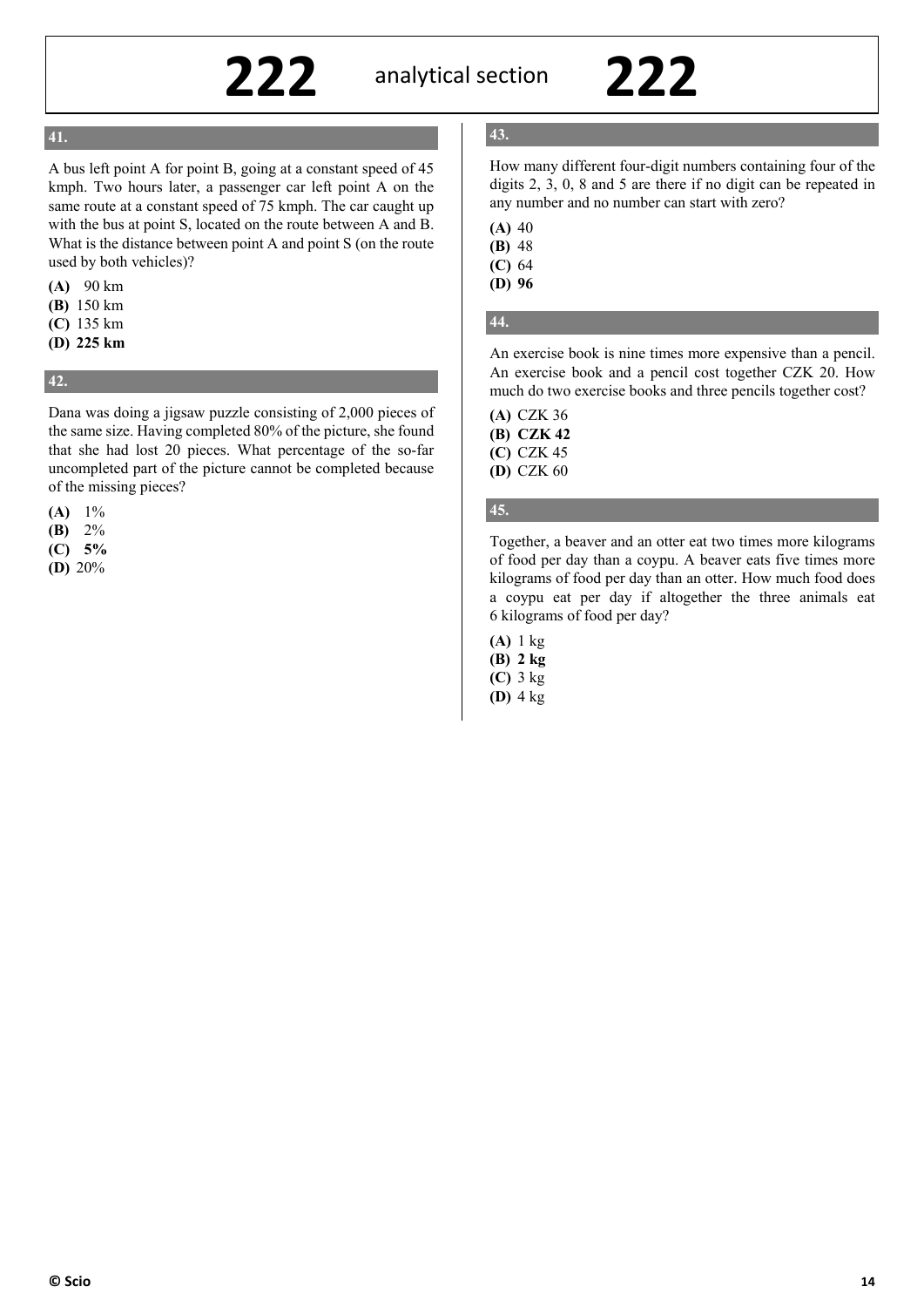# 222 analytical section 222

## 41.

A bus left point A for point B, going at a constant speed of 45 kmph. Two hours later, a passenger car left point A on the same route at a constant speed of 75 kmph. The car caught up with the bus at point S, located on the route between A and B. What is the distance between point A and point S (on the route used by both vehicles)?

**(A)** 90 km
**(B)** 150 km
**(C)** 135 km
**(D) 225 km**

## 42.

Dana was doing a jigsaw puzzle consisting of 2,000 pieces of the same size. Having completed 80% of the picture, she found that she had lost 20 pieces. What percentage of the so-far uncompleted part of the picture cannot be completed because of the missing pieces?

**(A)** 1%
**(B)** 2%
**(C) 5%**
**(D)** 20%

## 43.

How many different four-digit numbers containing four of the digits 2, 3, 0, 8 and 5 are there if no digit can be repeated in any number and no number can start with zero?

**(A)** 40
**(B)** 48
**(C)** 64
**(D) 96**

## 44.

An exercise book is nine times more expensive than a pencil. An exercise book and a pencil cost together CZK 20. How much do two exercise books and three pencils together cost?

**(A)** CZK 36
**(B) CZK 42**
**(C)** CZK 45
**(D)** CZK 60

## 45.

Together, a beaver and an otter eat two times more kilograms of food per day than a coypu. A beaver eats five times more kilograms of food per day than an otter. How much food does a coypu eat per day if altogether the three animals eat 6 kilograms of food per day?

**(A)** 1 kg
**(B) 2 kg**
**(C)** 3 kg
**(D)** 4 kg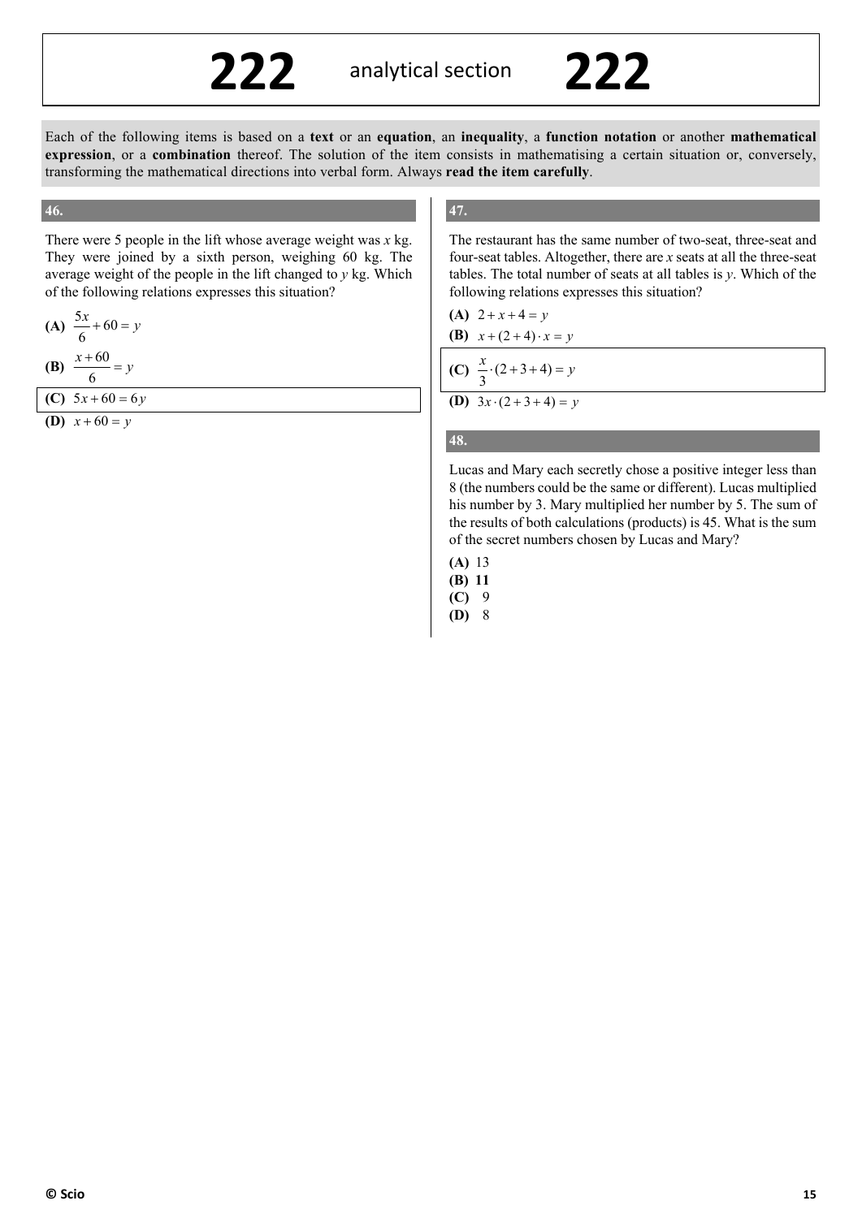# 222 analytical section 222

Each of the following items is based on a **text** or an **equation**, an **inequality**, a **function notation** or another **mathematical expression**, or a **combination** thereof. The solution of the item consists in mathematising a certain situation or, conversely, transforming the mathematical directions into verbal form. Always **read the item carefully**.

## 46.

There were 5 people in the lift whose average weight was $x$ kg. They were joined by a sixth person, weighing 60 kg. The average weight of the people in the lift changed to $y$ kg. Which of the following relations expresses this situation?

**(A)** $\frac{5x}{6} + 60 = y$

**(B)** $\frac{x+60}{6} = y$

**(C)** $5x + 60 = 6y$

**(D)** $x + 60 = y$

## 47.

The restaurant has the same number of two-seat, three-seat and four-seat tables. Altogether, there are $x$ seats at all the three-seat tables. The total number of seats at all tables is $y$. Which of the following relations expresses this situation?

**(A)** $2 + x + 4 = y$

**(B)** $x + (2+4) \cdot x = y$

**(C)** $\frac{x}{3} \cdot (2+3+4) = y$

**(D)** $3x \cdot (2+3+4) = y$

## 48.

Lucas and Mary each secretly chose a positive integer less than 8 (the numbers could be the same or different). Lucas multiplied his number by 3. Mary multiplied her number by 5. The sum of the results of both calculations (products) is 45. What is the sum of the secret numbers chosen by Lucas and Mary?

**(A)** 13

**(B)** **11**

**(C)** 9

**(D)** 8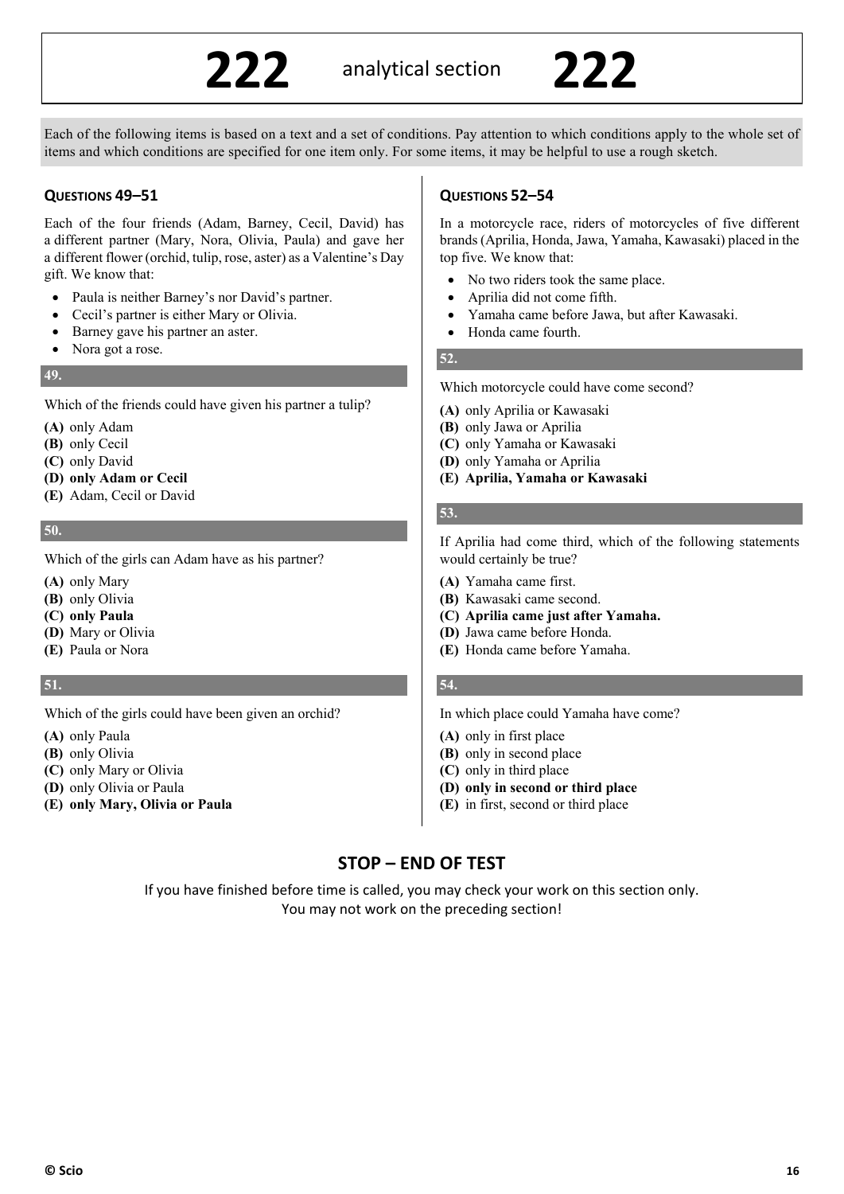# 222 analytical section 222

Each of the following items is based on a text and a set of conditions. Pay attention to which conditions apply to the whole set of items and which conditions are specified for one item only. For some items, it may be helpful to use a rough sketch.

## QUESTIONS 49–51

Each of the four friends (Adam, Barney, Cecil, David) has a different partner (Mary, Nora, Olivia, Paula) and gave her a different flower (orchid, tulip, rose, aster) as a Valentine's Day gift. We know that:

- Paula is neither Barney's nor David's partner.
- Cecil's partner is either Mary or Olivia.
- Barney gave his partner an aster.
- Nora got a rose.

### 49.

Which of the friends could have given his partner a tulip?

**(A)** only Adam
**(B)** only Cecil
**(C)** only David
**(D) only Adam or Cecil**
**(E)** Adam, Cecil or David

### 50.

Which of the girls can Adam have as his partner?

**(A)** only Mary
**(B)** only Olivia
**(C) only Paula**
**(D)** Mary or Olivia
**(E)** Paula or Nora

### 51.

Which of the girls could have been given an orchid?

**(A)** only Paula
**(B)** only Olivia
**(C)** only Mary or Olivia
**(D)** only Olivia or Paula
**(E) only Mary, Olivia or Paula**

## QUESTIONS 52–54

In a motorcycle race, riders of motorcycles of five different brands (Aprilia, Honda, Jawa, Yamaha, Kawasaki) placed in the top five. We know that:

- No two riders took the same place.
- Aprilia did not come fifth.
- Yamaha came before Jawa, but after Kawasaki.
- Honda came fourth.

### 52.

Which motorcycle could have come second?

**(A)** only Aprilia or Kawasaki
**(B)** only Jawa or Aprilia
**(C)** only Yamaha or Kawasaki
**(D)** only Yamaha or Aprilia
**(E) Aprilia, Yamaha or Kawasaki**

### 53.

If Aprilia had come third, which of the following statements would certainly be true?

**(A)** Yamaha came first.
**(B)** Kawasaki came second.
**(C) Aprilia came just after Yamaha.**
**(D)** Jawa came before Honda.
**(E)** Honda came before Yamaha.

### 54.

In which place could Yamaha have come?

**(A)** only in first place
**(B)** only in second place
**(C)** only in third place
**(D) only in second or third place**
**(E)** in first, second or third place

## STOP – END OF TEST

If you have finished before time is called, you may check your work on this section only.
You may not work on the preceding section!

© Scio